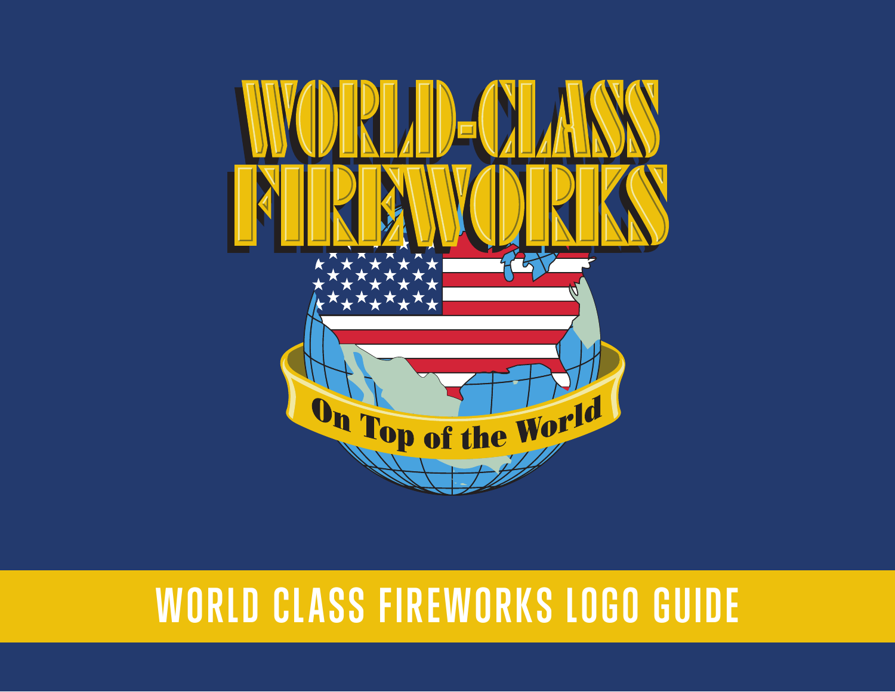# WORLD-CLASS FIREWORKS

On Top of the World

## WORLD CLASS FIREWORKS LOGO GUIDE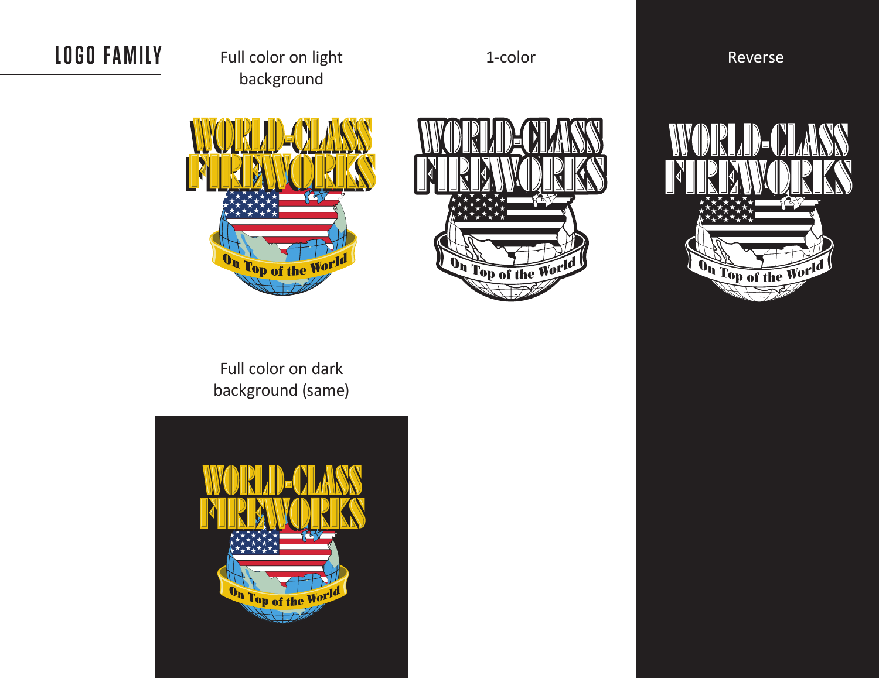# LOGO FAMILY

Full color on light background

WORLD-CLASS FIREWORKS

On Top of the World

1-color

WORLD-CLASS FIREWORKS

On Top of the World

Reverse

WORLD-CLASS FIREWORKS

On Top of the World

Full color on dark background (same)

WORLD-CLASS FIREWORKS

On Top of the World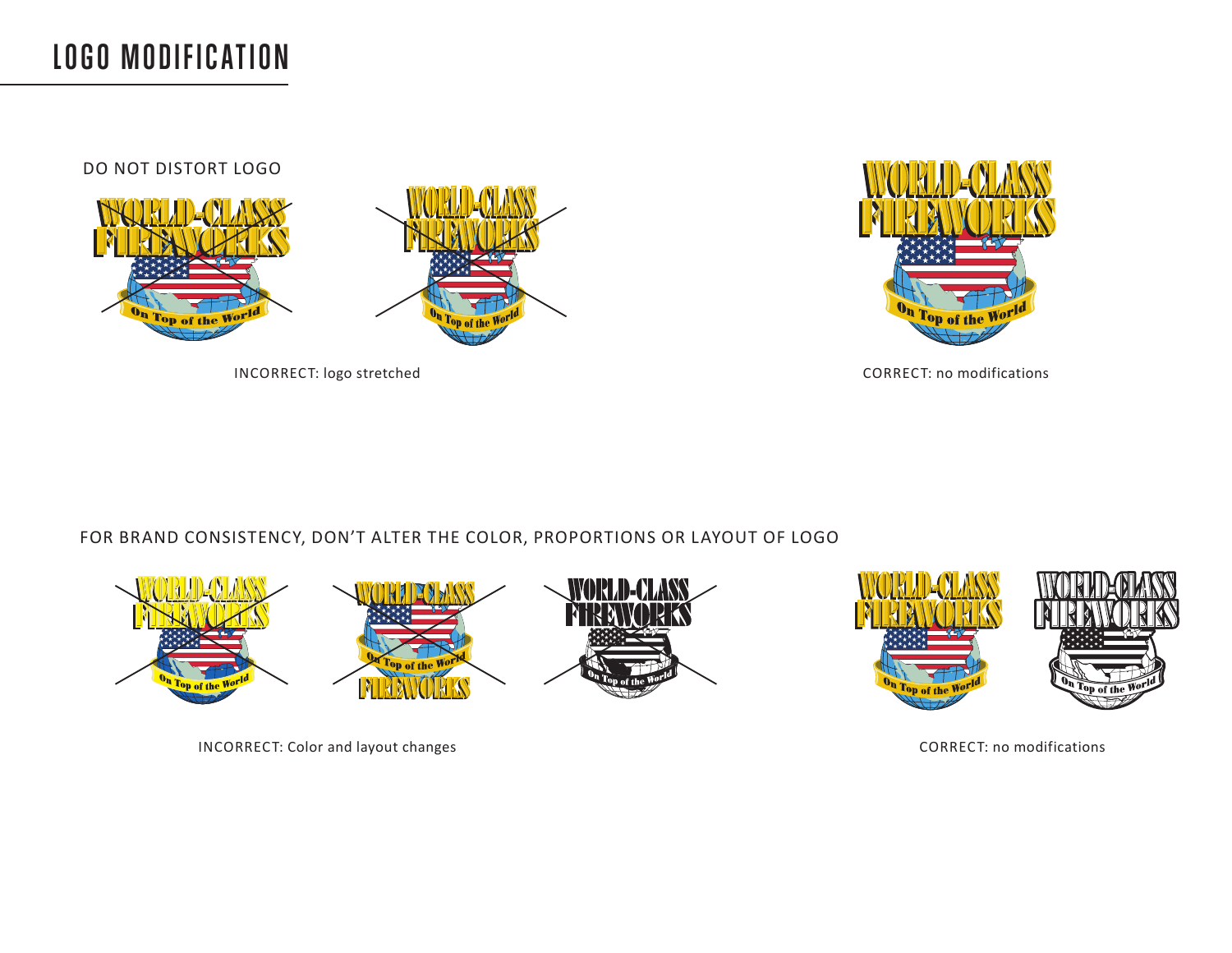# LOGO MODIFICATION

DO NOT DISTORT LOGO

INCORRECT: logo stretched

CORRECT: no modifications

FOR BRAND CONSISTENCY, DON'T ALTER THE COLOR, PROPORTIONS OR LAYOUT OF LOGO

INCORRECT: Color and layout changes

CORRECT: no modifications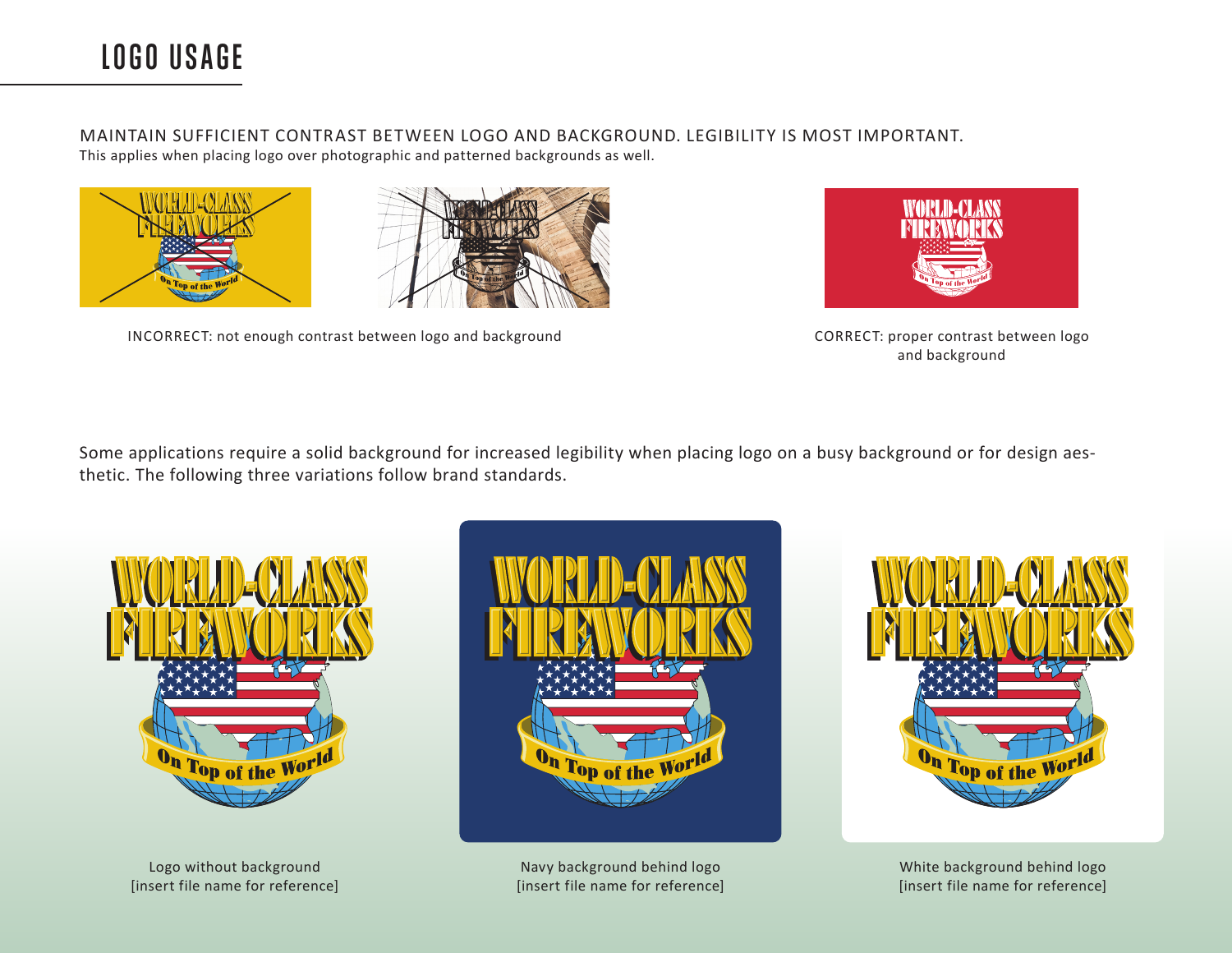# LOGO USAGE

MAINTAIN SUFFICIENT CONTRAST BETWEEN LOGO AND BACKGROUND. LEGIBILITY IS MOST IMPORTANT.
This applies when placing logo over photographic and patterned backgrounds as well.

INCORRECT: not enough contrast between logo and background

CORRECT: proper contrast between logo and background

Some applications require a solid background for increased legibility when placing logo on a busy background or for design aesthetic. The following three variations follow brand standards.

Logo without background
[insert file name for reference]

Navy background behind logo
[insert file name for reference]

White background behind logo
[insert file name for reference]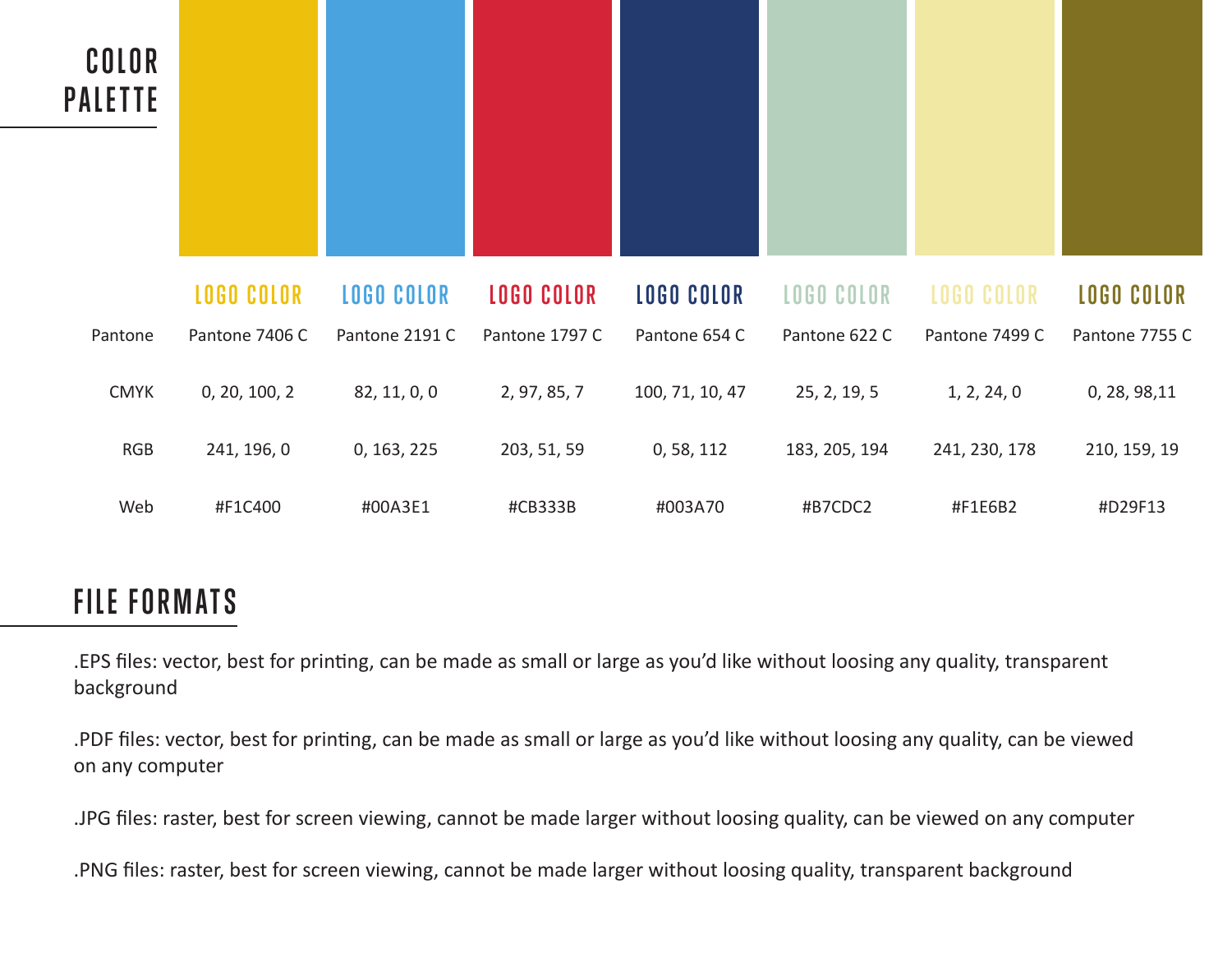## COLOR PALETTE

| | LOGO COLOR | LOGO COLOR | LOGO COLOR | LOGO COLOR | LOGO COLOR | LOGO COLOR | LOGO COLOR |
|---|---|---|---|---|---|---|---|
| Pantone | Pantone 7406 C | Pantone 2191 C | Pantone 1797 C | Pantone 654 C | Pantone 622 C | Pantone 7499 C | Pantone 7755 C |
| CMYK | 0, 20, 100, 2 | 82, 11, 0, 0 | 2, 97, 85, 7 | 100, 71, 10, 47 | 25, 2, 19, 5 | 1, 2, 24, 0 | 0, 28, 98,11 |
| RGB | 241, 196, 0 | 0, 163, 225 | 203, 51, 59 | 0, 58, 112 | 183, 205, 194 | 241, 230, 178 | 210, 159, 19 |
| Web | #F1C400 | #00A3E1 | #CB333B | #003A70 | #B7CDC2 | #F1E6B2 | #D29F13 |

## FILE FORMATS

.EPS files: vector, best for printing, can be made as small or large as you'd like without loosing any quality, transparent background

.PDF files: vector, best for printing, can be made as small or large as you'd like without loosing any quality, can be viewed on any computer

.JPG files: raster, best for screen viewing, cannot be made larger without loosing quality, can be viewed on any computer

.PNG files: raster, best for screen viewing, cannot be made larger without loosing quality, transparent background